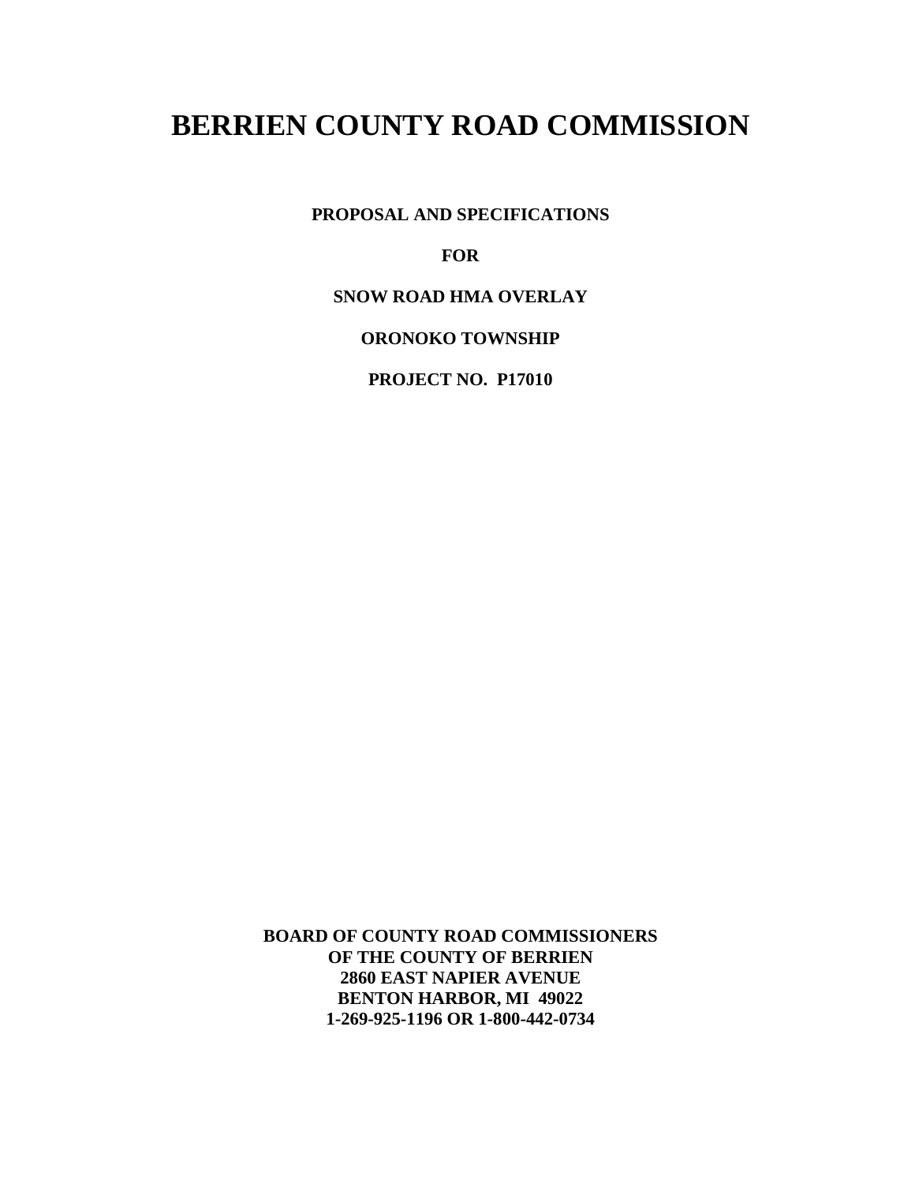# BERRIEN COUNTY ROAD COMMISSION

**PROPOSAL AND SPECIFICATIONS**

**FOR**

**SNOW ROAD HMA OVERLAY**

**ORONOKO TOWNSHIP**

**PROJECT NO. P17010**

**BOARD OF COUNTY ROAD COMMISSIONERS**
**OF THE COUNTY OF BERRIEN**
**2860 EAST NAPIER AVENUE**
**BENTON HARBOR, MI 49022**
**1-269-925-1196 OR 1-800-442-0734**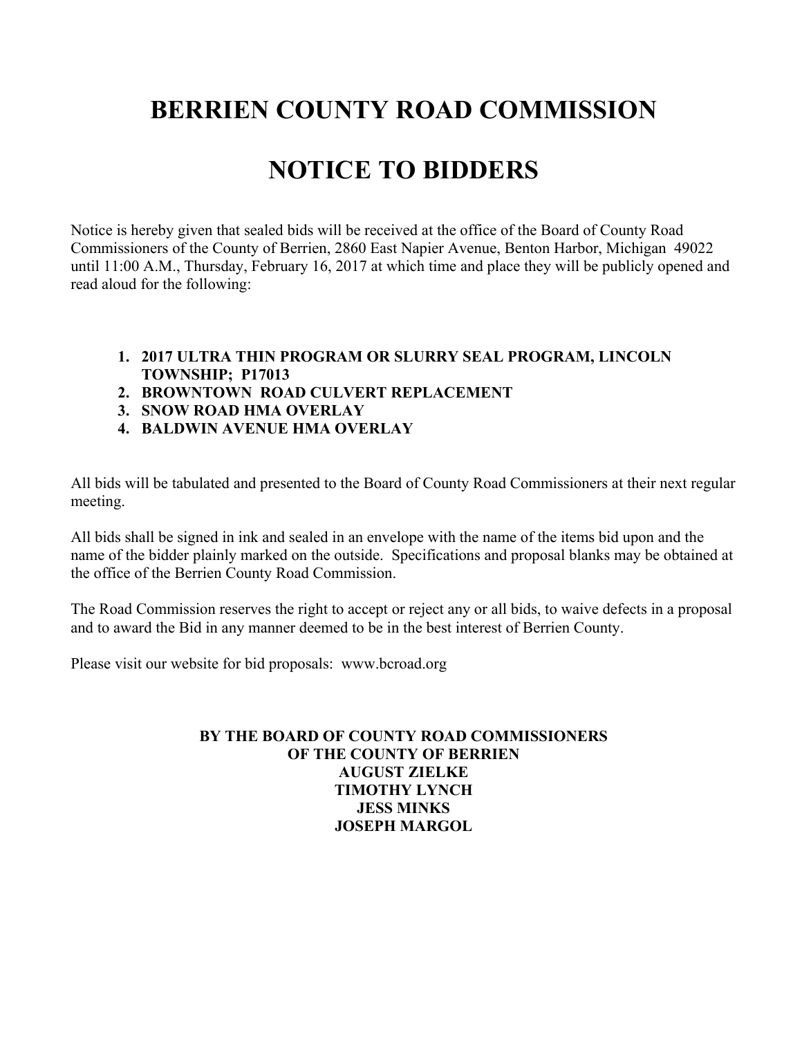# BERRIEN COUNTY ROAD COMMISSION

# NOTICE TO BIDDERS

Notice is hereby given that sealed bids will be received at the office of the Board of County Road Commissioners of the County of Berrien, 2860 East Napier Avenue, Benton Harbor, Michigan 49022 until 11:00 A.M., Thursday, February 16, 2017 at which time and place they will be publicly opened and read aloud for the following:

1. **2017 ULTRA THIN PROGRAM OR SLURRY SEAL PROGRAM, LINCOLN TOWNSHIP; P17013**
2. **BROWNTOWN ROAD CULVERT REPLACEMENT**
3. **SNOW ROAD HMA OVERLAY**
4. **BALDWIN AVENUE HMA OVERLAY**

All bids will be tabulated and presented to the Board of County Road Commissioners at their next regular meeting.

All bids shall be signed in ink and sealed in an envelope with the name of the items bid upon and the name of the bidder plainly marked on the outside. Specifications and proposal blanks may be obtained at the office of the Berrien County Road Commission.

The Road Commission reserves the right to accept or reject any or all bids, to waive defects in a proposal and to award the Bid in any manner deemed to be in the best interest of Berrien County.

Please visit our website for bid proposals: www.bcroad.org

**BY THE BOARD OF COUNTY ROAD COMMISSIONERS**
**OF THE COUNTY OF BERRIEN**
**AUGUST ZIELKE**
**TIMOTHY LYNCH**
**JESS MINKS**
**JOSEPH MARGOL**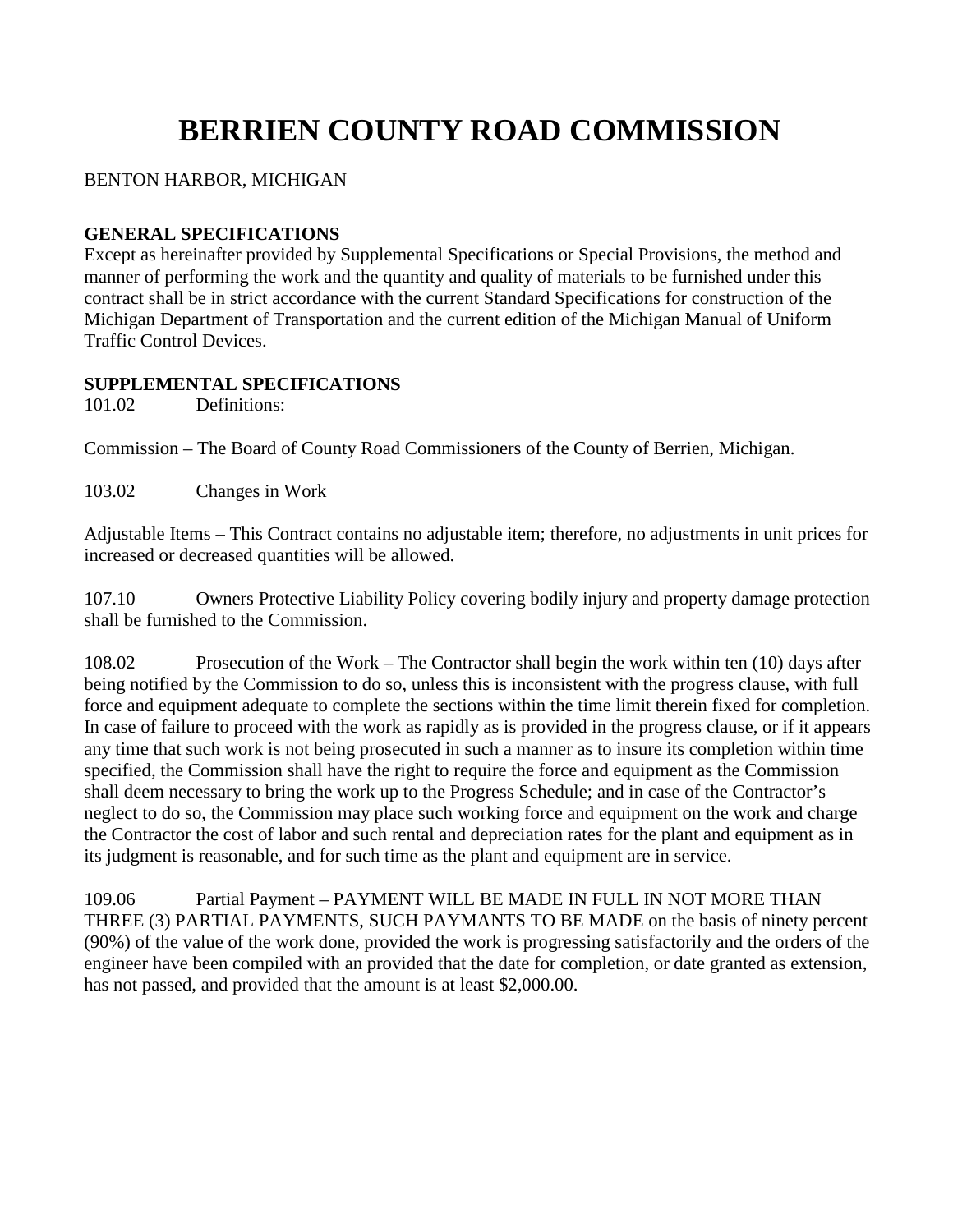# BERRIEN COUNTY ROAD COMMISSION

BENTON HARBOR, MICHIGAN

**GENERAL SPECIFICATIONS**
Except as hereinafter provided by Supplemental Specifications or Special Provisions, the method and manner of performing the work and the quantity and quality of materials to be furnished under this contract shall be in strict accordance with the current Standard Specifications for construction of the Michigan Department of Transportation and the current edition of the Michigan Manual of Uniform Traffic Control Devices.

**SUPPLEMENTAL SPECIFICATIONS**
101.02 Definitions:

Commission – The Board of County Road Commissioners of the County of Berrien, Michigan.

103.02 Changes in Work

Adjustable Items – This Contract contains no adjustable item; therefore, no adjustments in unit prices for increased or decreased quantities will be allowed.

107.10 Owners Protective Liability Policy covering bodily injury and property damage protection shall be furnished to the Commission.

108.02 Prosecution of the Work – The Contractor shall begin the work within ten (10) days after being notified by the Commission to do so, unless this is inconsistent with the progress clause, with full force and equipment adequate to complete the sections within the time limit therein fixed for completion. In case of failure to proceed with the work as rapidly as is provided in the progress clause, or if it appears any time that such work is not being prosecuted in such a manner as to insure its completion within time specified, the Commission shall have the right to require the force and equipment as the Commission shall deem necessary to bring the work up to the Progress Schedule; and in case of the Contractor's neglect to do so, the Commission may place such working force and equipment on the work and charge the Contractor the cost of labor and such rental and depreciation rates for the plant and equipment as in its judgment is reasonable, and for such time as the plant and equipment are in service.

109.06 Partial Payment – PAYMENT WILL BE MADE IN FULL IN NOT MORE THAN THREE (3) PARTIAL PAYMENTS, SUCH PAYMANTS TO BE MADE on the basis of ninety percent (90%) of the value of the work done, provided the work is progressing satisfactorily and the orders of the engineer have been compiled with an provided that the date for completion, or date granted as extension, has not passed, and provided that the amount is at least $2,000.00.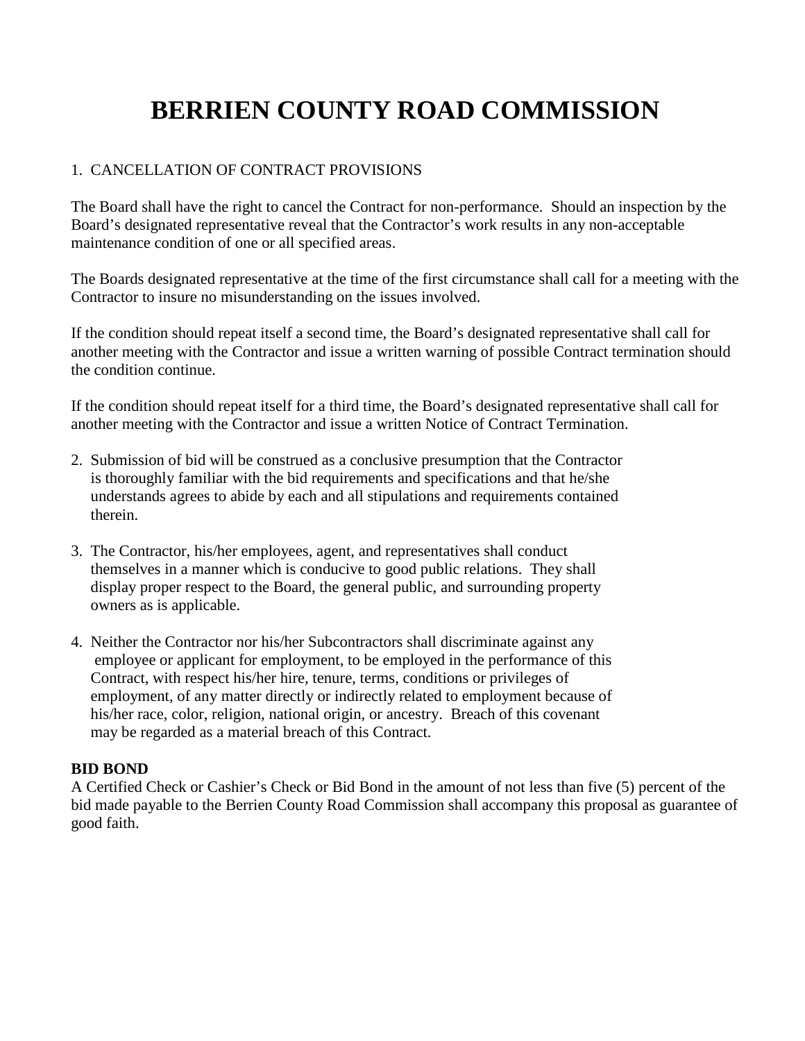# BERRIEN COUNTY ROAD COMMISSION

1. CANCELLATION OF CONTRACT PROVISIONS

The Board shall have the right to cancel the Contract for non-performance. Should an inspection by the Board's designated representative reveal that the Contractor's work results in any non-acceptable maintenance condition of one or all specified areas.

The Boards designated representative at the time of the first circumstance shall call for a meeting with the Contractor to insure no misunderstanding on the issues involved.

If the condition should repeat itself a second time, the Board's designated representative shall call for another meeting with the Contractor and issue a written warning of possible Contract termination should the condition continue.

If the condition should repeat itself for a third time, the Board's designated representative shall call for another meeting with the Contractor and issue a written Notice of Contract Termination.

2. Submission of bid will be construed as a conclusive presumption that the Contractor is thoroughly familiar with the bid requirements and specifications and that he/she understands agrees to abide by each and all stipulations and requirements contained therein.

3. The Contractor, his/her employees, agent, and representatives shall conduct themselves in a manner which is conducive to good public relations. They shall display proper respect to the Board, the general public, and surrounding property owners as is applicable.

4. Neither the Contractor nor his/her Subcontractors shall discriminate against any employee or applicant for employment, to be employed in the performance of this Contract, with respect his/her hire, tenure, terms, conditions or privileges of employment, of any matter directly or indirectly related to employment because of his/her race, color, religion, national origin, or ancestry. Breach of this covenant may be regarded as a material breach of this Contract.

**BID BOND**
A Certified Check or Cashier's Check or Bid Bond in the amount of not less than five (5) percent of the bid made payable to the Berrien County Road Commission shall accompany this proposal as guarantee of good faith.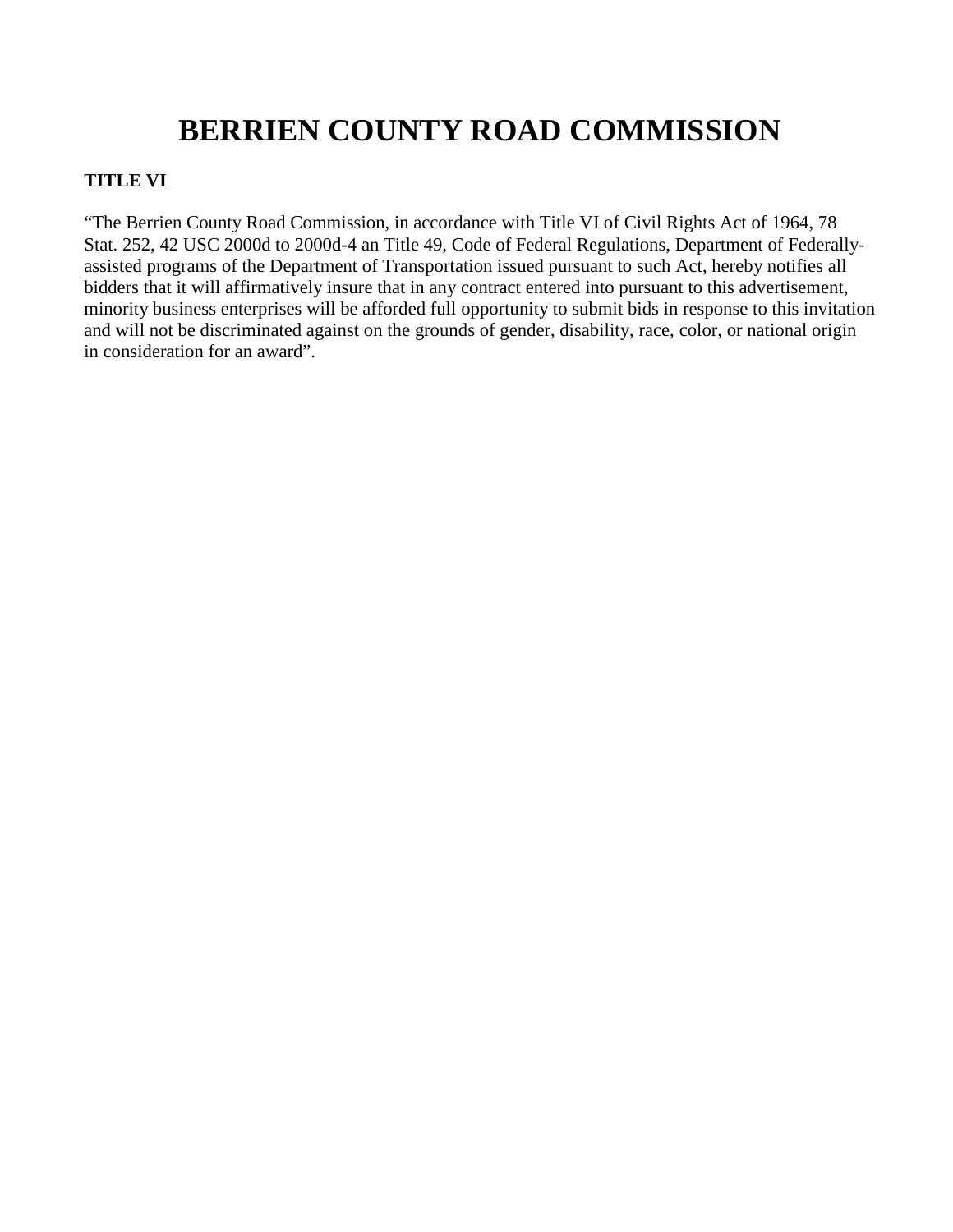# BERRIEN COUNTY ROAD COMMISSION

**TITLE VI**

"The Berrien County Road Commission, in accordance with Title VI of Civil Rights Act of 1964, 78 Stat. 252, 42 USC 2000d to 2000d-4 an Title 49, Code of Federal Regulations, Department of Federally-assisted programs of the Department of Transportation issued pursuant to such Act, hereby notifies all bidders that it will affirmatively insure that in any contract entered into pursuant to this advertisement, minority business enterprises will be afforded full opportunity to submit bids in response to this invitation and will not be discriminated against on the grounds of gender, disability, race, color, or national origin in consideration for an award".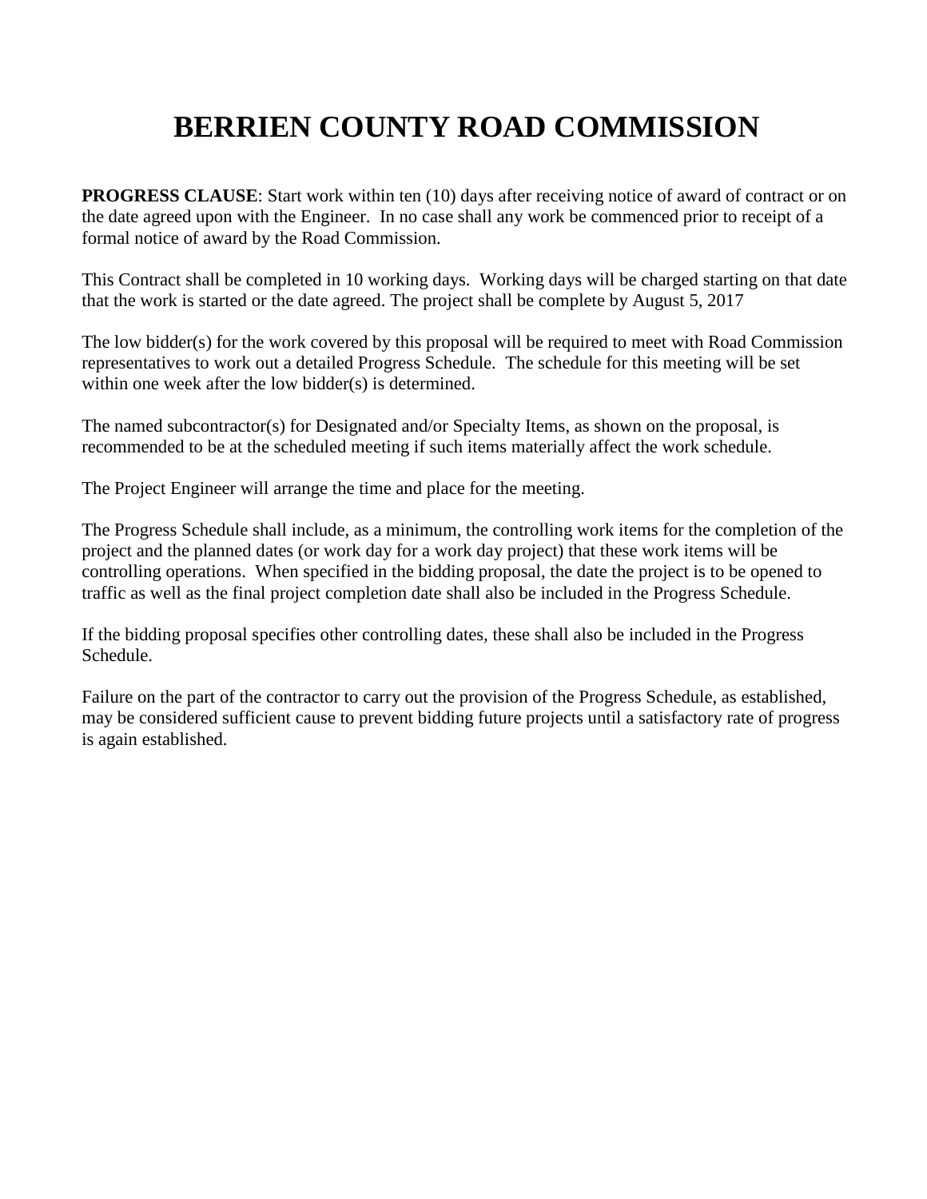# BERRIEN COUNTY ROAD COMMISSION

**PROGRESS CLAUSE**: Start work within ten (10) days after receiving notice of award of contract or on the date agreed upon with the Engineer. In no case shall any work be commenced prior to receipt of a formal notice of award by the Road Commission.

This Contract shall be completed in 10 working days. Working days will be charged starting on that date that the work is started or the date agreed. The project shall be complete by August 5, 2017

The low bidder(s) for the work covered by this proposal will be required to meet with Road Commission representatives to work out a detailed Progress Schedule. The schedule for this meeting will be set within one week after the low bidder(s) is determined.

The named subcontractor(s) for Designated and/or Specialty Items, as shown on the proposal, is recommended to be at the scheduled meeting if such items materially affect the work schedule.

The Project Engineer will arrange the time and place for the meeting.

The Progress Schedule shall include, as a minimum, the controlling work items for the completion of the project and the planned dates (or work day for a work day project) that these work items will be controlling operations. When specified in the bidding proposal, the date the project is to be opened to traffic as well as the final project completion date shall also be included in the Progress Schedule.

If the bidding proposal specifies other controlling dates, these shall also be included in the Progress Schedule.

Failure on the part of the contractor to carry out the provision of the Progress Schedule, as established, may be considered sufficient cause to prevent bidding future projects until a satisfactory rate of progress is again established.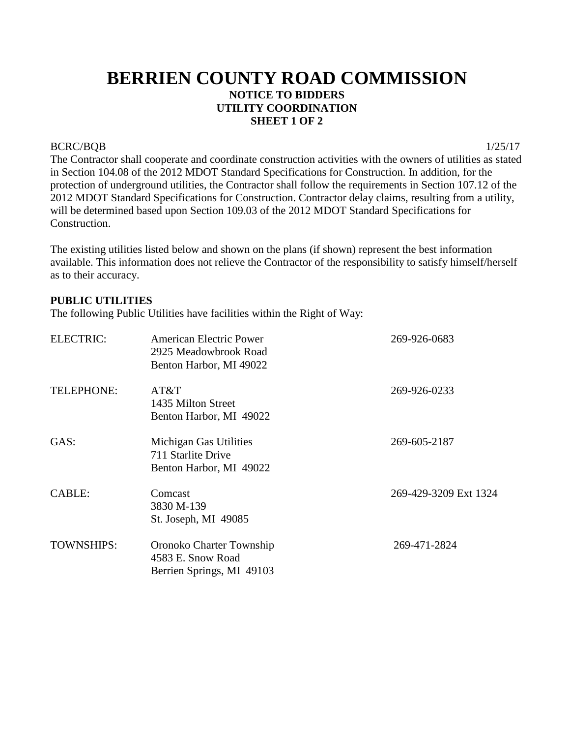# BERRIEN COUNTY ROAD COMMISSION

**NOTICE TO BIDDERS**
**UTILITY COORDINATION**
**SHEET 1 OF 2**

BCRC/BQB 1/25/17

The Contractor shall cooperate and coordinate construction activities with the owners of utilities as stated in Section 104.08 of the 2012 MDOT Standard Specifications for Construction. In addition, for the protection of underground utilities, the Contractor shall follow the requirements in Section 107.12 of the 2012 MDOT Standard Specifications for Construction. Contractor delay claims, resulting from a utility, will be determined based upon Section 109.03 of the 2012 MDOT Standard Specifications for Construction.

The existing utilities listed below and shown on the plans (if shown) represent the best information available. This information does not relieve the Contractor of the responsibility to satisfy himself/herself as to their accuracy.

**PUBLIC UTILITIES**

The following Public Utilities have facilities within the Right of Way:

| | | |
|---|---|---|
| ELECTRIC: | American Electric Power<br>2925 Meadowbrook Road<br>Benton Harbor, MI 49022 | 269-926-0683 |
| TELEPHONE: | AT&T<br>1435 Milton Street<br>Benton Harbor, MI 49022 | 269-926-0233 |
| GAS: | Michigan Gas Utilities<br>711 Starlite Drive<br>Benton Harbor, MI 49022 | 269-605-2187 |
| CABLE: | Comcast<br>3830 M-139<br>St. Joseph, MI 49085 | 269-429-3209 Ext 1324 |
| TOWNSHIPS: | Oronoko Charter Township<br>4583 E. Snow Road<br>Berrien Springs, MI 49103 | 269-471-2824 |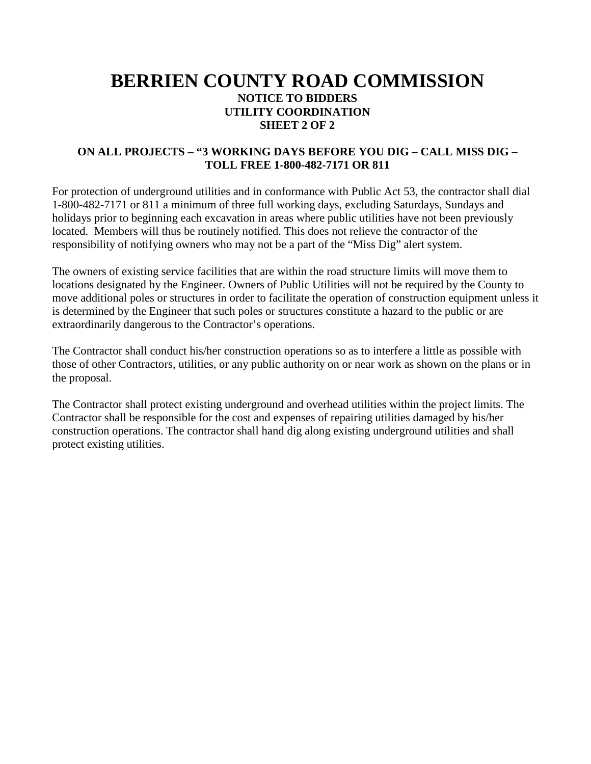# BERRIEN COUNTY ROAD COMMISSION

**NOTICE TO BIDDERS**
**UTILITY COORDINATION**
**SHEET 2 OF 2**

**ON ALL PROJECTS – "3 WORKING DAYS BEFORE YOU DIG – CALL MISS DIG – TOLL FREE 1-800-482-7171 OR 811**

For protection of underground utilities and in conformance with Public Act 53, the contractor shall dial 1-800-482-7171 or 811 a minimum of three full working days, excluding Saturdays, Sundays and holidays prior to beginning each excavation in areas where public utilities have not been previously located. Members will thus be routinely notified. This does not relieve the contractor of the responsibility of notifying owners who may not be a part of the "Miss Dig" alert system.

The owners of existing service facilities that are within the road structure limits will move them to locations designated by the Engineer. Owners of Public Utilities will not be required by the County to move additional poles or structures in order to facilitate the operation of construction equipment unless it is determined by the Engineer that such poles or structures constitute a hazard to the public or are extraordinarily dangerous to the Contractor's operations.

The Contractor shall conduct his/her construction operations so as to interfere a little as possible with those of other Contractors, utilities, or any public authority on or near work as shown on the plans or in the proposal.

The Contractor shall protect existing underground and overhead utilities within the project limits. The Contractor shall be responsible for the cost and expenses of repairing utilities damaged by his/her construction operations. The contractor shall hand dig along existing underground utilities and shall protect existing utilities.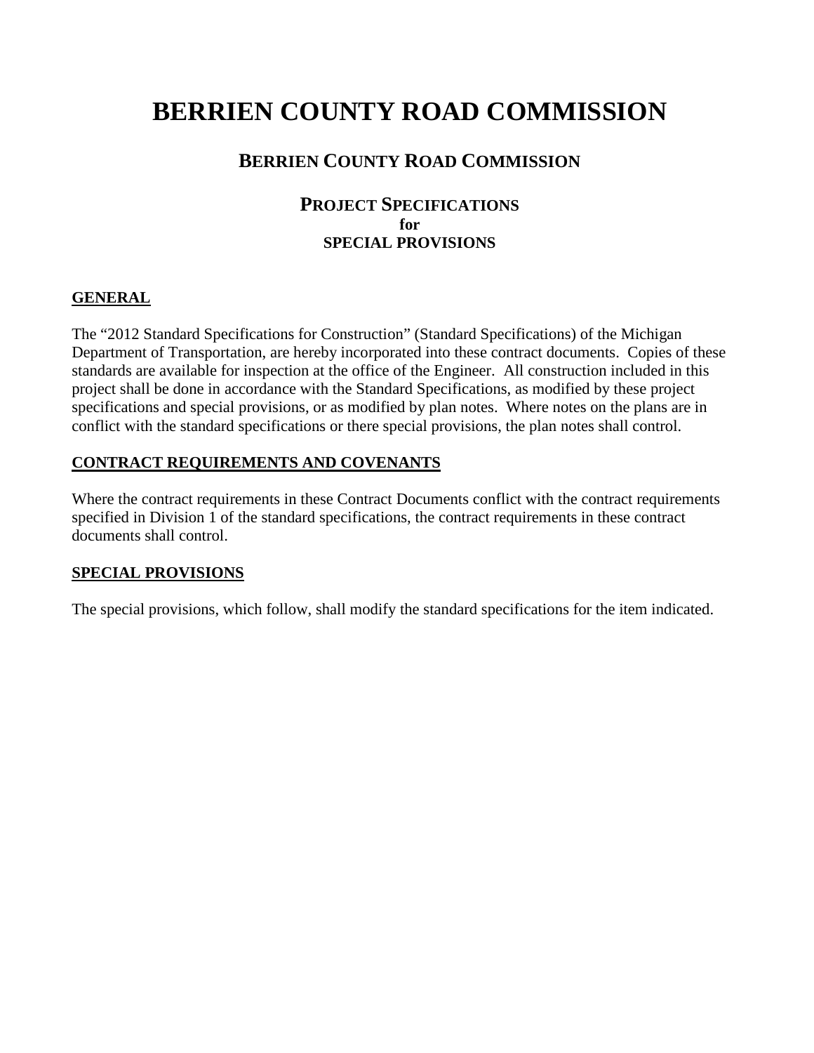# BERRIEN COUNTY ROAD COMMISSION

## BERRIEN COUNTY ROAD COMMISSION

### PROJECT SPECIFICATIONS
**for**
**SPECIAL PROVISIONS**

**GENERAL**

The "2012 Standard Specifications for Construction" (Standard Specifications) of the Michigan Department of Transportation, are hereby incorporated into these contract documents. Copies of these standards are available for inspection at the office of the Engineer. All construction included in this project shall be done in accordance with the Standard Specifications, as modified by these project specifications and special provisions, or as modified by plan notes. Where notes on the plans are in conflict with the standard specifications or there special provisions, the plan notes shall control.

**CONTRACT REQUIREMENTS AND COVENANTS**

Where the contract requirements in these Contract Documents conflict with the contract requirements specified in Division 1 of the standard specifications, the contract requirements in these contract documents shall control.

**SPECIAL PROVISIONS**

The special provisions, which follow, shall modify the standard specifications for the item indicated.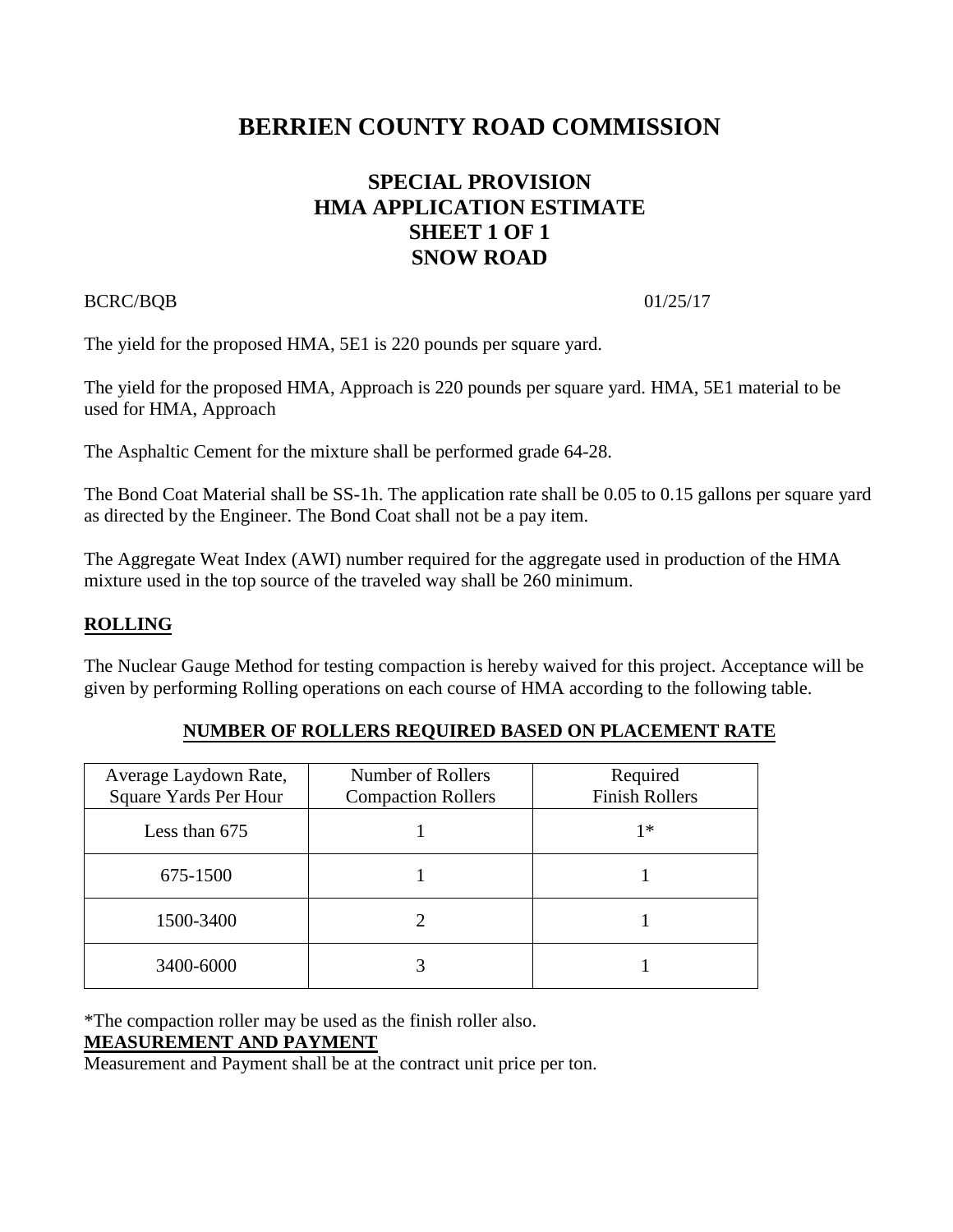# BERRIEN COUNTY ROAD COMMISSION

## SPECIAL PROVISION
## HMA APPLICATION ESTIMATE
## SHEET 1 OF 1
## SNOW ROAD

BCRC/BQB 01/25/17

The yield for the proposed HMA, 5E1 is 220 pounds per square yard.

The yield for the proposed HMA, Approach is 220 pounds per square yard. HMA, 5E1 material to be used for HMA, Approach

The Asphaltic Cement for the mixture shall be performed grade 64-28.

The Bond Coat Material shall be SS-1h. The application rate shall be 0.05 to 0.15 gallons per square yard as directed by the Engineer. The Bond Coat shall not be a pay item.

The Aggregate Weat Index (AWI) number required for the aggregate used in production of the HMA mixture used in the top source of the traveled way shall be 260 minimum.

**ROLLING**

The Nuclear Gauge Method for testing compaction is hereby waived for this project. Acceptance will be given by performing Rolling operations on each course of HMA according to the following table.

**NUMBER OF ROLLERS REQUIRED BASED ON PLACEMENT RATE**

| Average Laydown Rate, Square Yards Per Hour | Number of Rollers Compaction Rollers | Required Finish Rollers |
|---|---|---|
| Less than 675 | 1 | 1* |
| 675-1500 | 1 | 1 |
| 1500-3400 | 2 | 1 |
| 3400-6000 | 3 | 1 |

*The compaction roller may be used as the finish roller also.

**MEASUREMENT AND PAYMENT**

Measurement and Payment shall be at the contract unit price per ton.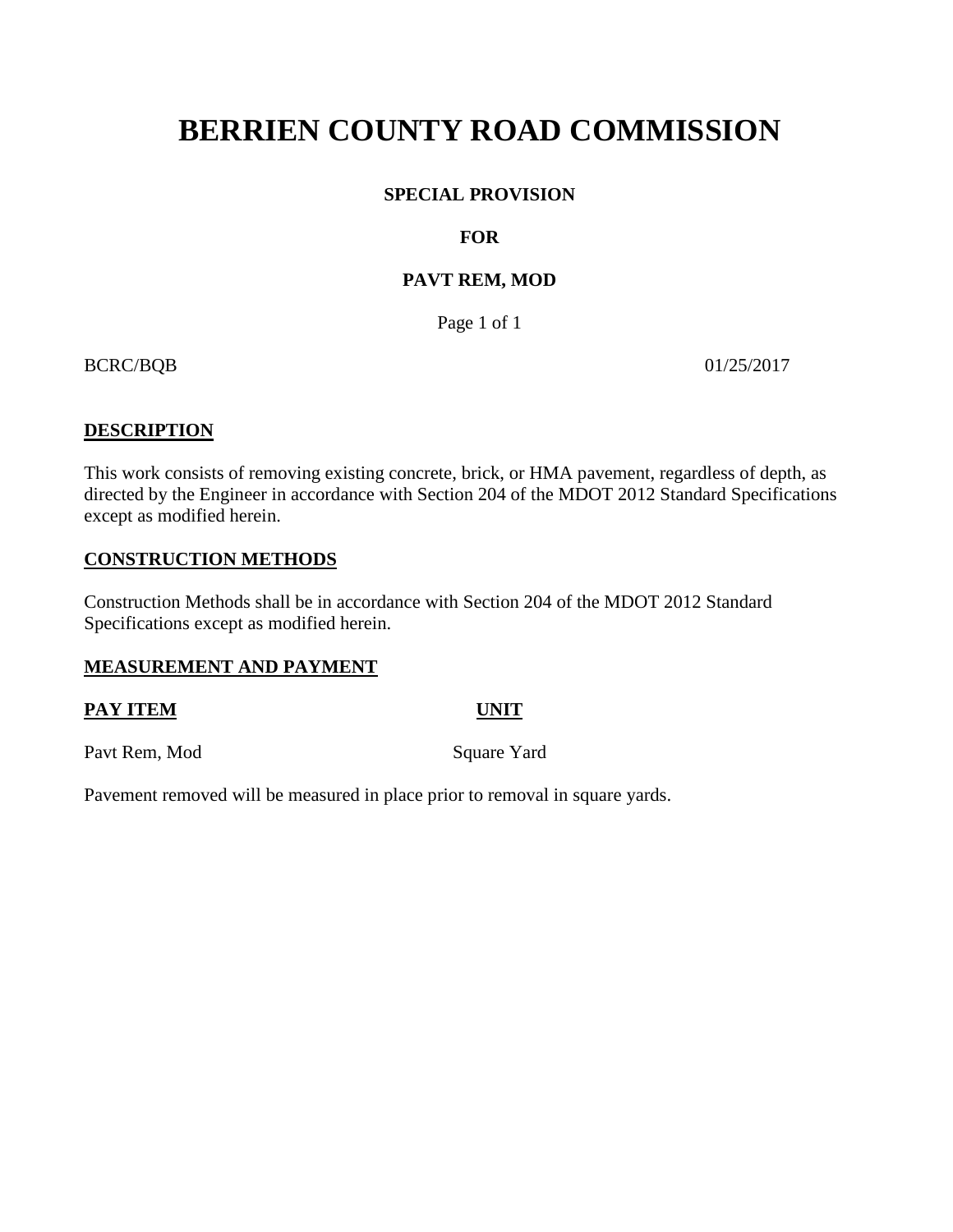# BERRIEN COUNTY ROAD COMMISSION

**SPECIAL PROVISION**

**FOR**

**PAVT REM, MOD**

BCRC/BQB 01/25/2017

**DESCRIPTION**

This work consists of removing existing concrete, brick, or HMA pavement, regardless of depth, as directed by the Engineer in accordance with Section 204 of the MDOT 2012 Standard Specifications except as modified herein.

**CONSTRUCTION METHODS**

Construction Methods shall be in accordance with Section 204 of the MDOT 2012 Standard Specifications except as modified herein.

**MEASUREMENT AND PAYMENT**

| PAY ITEM | UNIT |
|---|---|
| Pavt Rem, Mod | Square Yard |

Pavement removed will be measured in place prior to removal in square yards.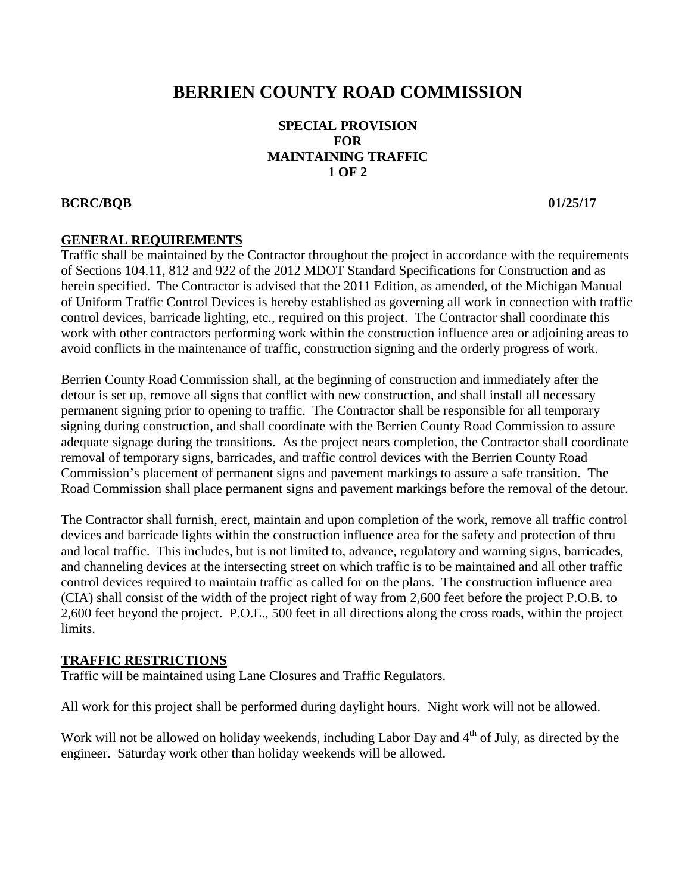# BERRIEN COUNTY ROAD COMMISSION

**SPECIAL PROVISION**
**FOR**
**MAINTAINING TRAFFIC**
**1 OF 2**

**BCRC/BQB** **01/25/17**

## GENERAL REQUIREMENTS

Traffic shall be maintained by the Contractor throughout the project in accordance with the requirements of Sections 104.11, 812 and 922 of the 2012 MDOT Standard Specifications for Construction and as herein specified. The Contractor is advised that the 2011 Edition, as amended, of the Michigan Manual of Uniform Traffic Control Devices is hereby established as governing all work in connection with traffic control devices, barricade lighting, etc., required on this project. The Contractor shall coordinate this work with other contractors performing work within the construction influence area or adjoining areas to avoid conflicts in the maintenance of traffic, construction signing and the orderly progress of work.

Berrien County Road Commission shall, at the beginning of construction and immediately after the detour is set up, remove all signs that conflict with new construction, and shall install all necessary permanent signing prior to opening to traffic. The Contractor shall be responsible for all temporary signing during construction, and shall coordinate with the Berrien County Road Commission to assure adequate signage during the transitions. As the project nears completion, the Contractor shall coordinate removal of temporary signs, barricades, and traffic control devices with the Berrien County Road Commission's placement of permanent signs and pavement markings to assure a safe transition. The Road Commission shall place permanent signs and pavement markings before the removal of the detour.

The Contractor shall furnish, erect, maintain and upon completion of the work, remove all traffic control devices and barricade lights within the construction influence area for the safety and protection of thru and local traffic. This includes, but is not limited to, advance, regulatory and warning signs, barricades, and channeling devices at the intersecting street on which traffic is to be maintained and all other traffic control devices required to maintain traffic as called for on the plans. The construction influence area (CIA) shall consist of the width of the project right of way from 2,600 feet before the project P.O.B. to 2,600 feet beyond the project. P.O.E., 500 feet in all directions along the cross roads, within the project limits.

## TRAFFIC RESTRICTIONS

Traffic will be maintained using Lane Closures and Traffic Regulators.

All work for this project shall be performed during daylight hours. Night work will not be allowed.

Work will not be allowed on holiday weekends, including Labor Day and 4th of July, as directed by the engineer. Saturday work other than holiday weekends will be allowed.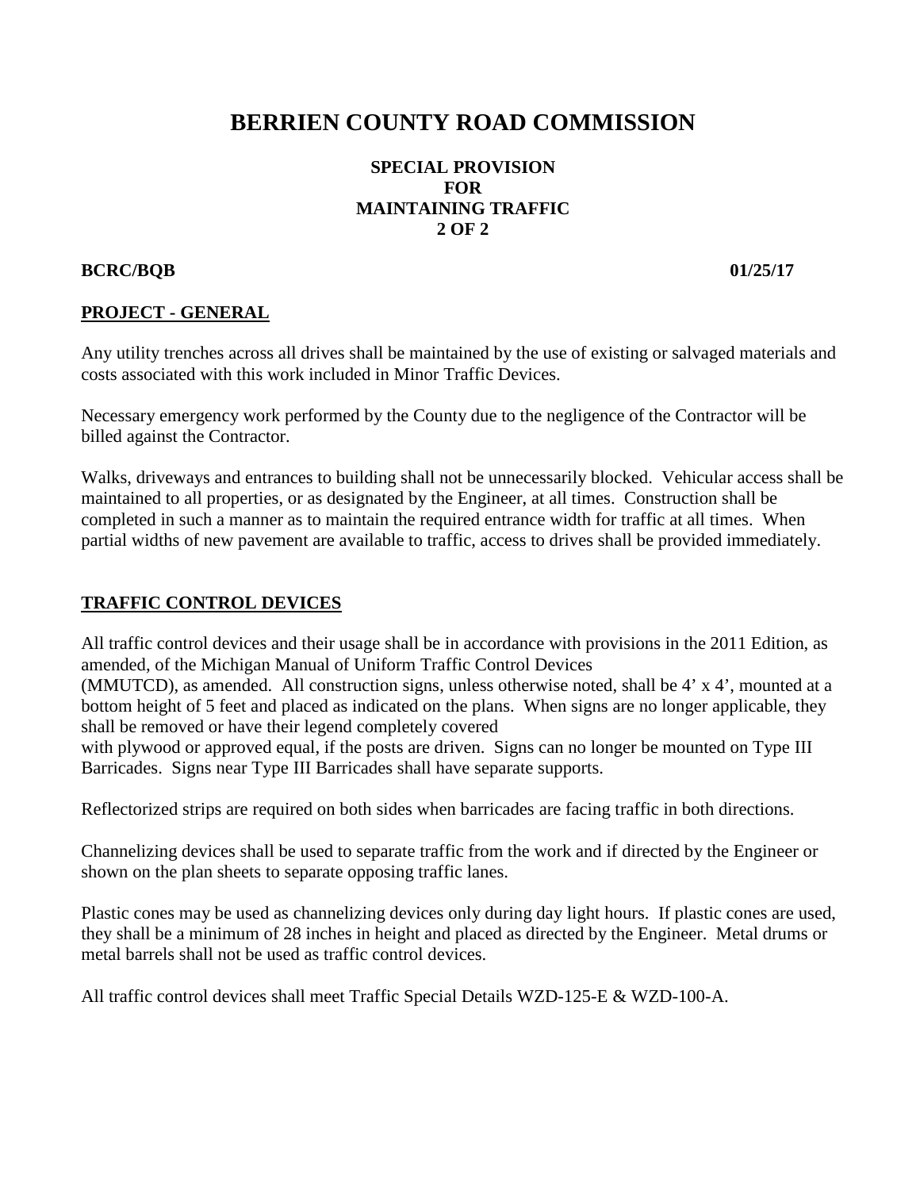# BERRIEN COUNTY ROAD COMMISSION

**SPECIAL PROVISION**
**FOR**
**MAINTAINING TRAFFIC**
**2 OF 2**

**BCRC/BQB** **01/25/17**

## PROJECT - GENERAL

Any utility trenches across all drives shall be maintained by the use of existing or salvaged materials and costs associated with this work included in Minor Traffic Devices.

Necessary emergency work performed by the County due to the negligence of the Contractor will be billed against the Contractor.

Walks, driveways and entrances to building shall not be unnecessarily blocked. Vehicular access shall be maintained to all properties, or as designated by the Engineer, at all times. Construction shall be completed in such a manner as to maintain the required entrance width for traffic at all times. When partial widths of new pavement are available to traffic, access to drives shall be provided immediately.

## TRAFFIC CONTROL DEVICES

All traffic control devices and their usage shall be in accordance with provisions in the 2011 Edition, as amended, of the Michigan Manual of Uniform Traffic Control Devices (MMUTCD), as amended. All construction signs, unless otherwise noted, shall be 4' x 4', mounted at a bottom height of 5 feet and placed as indicated on the plans. When signs are no longer applicable, they shall be removed or have their legend completely covered with plywood or approved equal, if the posts are driven. Signs can no longer be mounted on Type III Barricades. Signs near Type III Barricades shall have separate supports.

Reflectorized strips are required on both sides when barricades are facing traffic in both directions.

Channelizing devices shall be used to separate traffic from the work and if directed by the Engineer or shown on the plan sheets to separate opposing traffic lanes.

Plastic cones may be used as channelizing devices only during day light hours. If plastic cones are used, they shall be a minimum of 28 inches in height and placed as directed by the Engineer. Metal drums or metal barrels shall not be used as traffic control devices.

All traffic control devices shall meet Traffic Special Details WZD-125-E & WZD-100-A.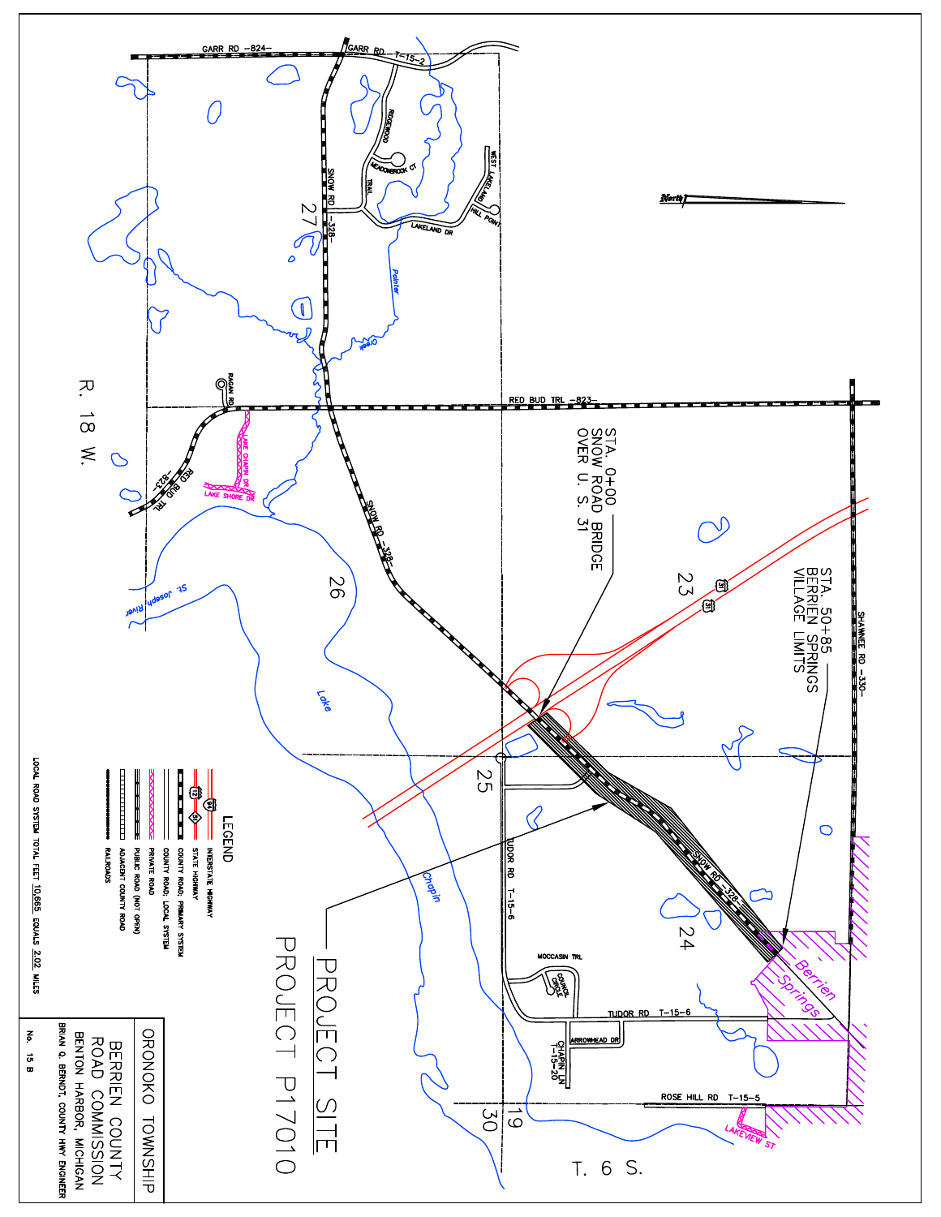# PROJECT SITE

## PROJECT P17010

STA. 0+00
SNOW ROAD BRIDGE
OVER U. S. 31

STA. 50+85
BERRIEN SPRINGS
VILLAGE LIMITS

North

GARR RD -824-
GARR RD T-15-2
RIDGEWOOD TRAIL
MEADOWBROOK CT
WEST LAKELAND HILL POINT
LAKELAND DR
SNOW RD -328-
Painter Creek
RAGAN RD
RED BUD TRL -823-
LAKE CHAPIN DR
LAKE SHORE DR
St. Joseph River
Lake Chapin
SHAWNEE RD -330-
TUDOR RD T-15-6
MOCCASIN TRL
COUNCIL CIRCLE
ARROWHEAD DR
CHAPIN LN T-15-20
ROSE HILL RD T-15-5
LAKEVIEW ST
Berrien Springs

27, 26, 23, 25, 24, 19, 30

R. 18 W.

T. 6 S.

**LEGEND**

- INTERSTATE HIGHWAY
- STATE HIGHWAY
- COUNTY ROAD; PRIMARY SYSTEM
- COUNTY ROAD; LOCAL SYSTEM
- PRIVATE ROAD
- PUBLIC ROAD (NOT OPEN)
- ADJACENT COUNTY ROAD
- RAILROADS

LOCAL ROAD SYSTEM TOTAL FEET 10,665 EQUALS 2.02 MILES

ORONOKO TOWNSHIP
BERRIEN COUNTY
ROAD COMMISSION
BENTON HARBOR, MICHIGAN
BRIAN Q. BERNDT, COUNTY HWY ENGINEER

No. 15 B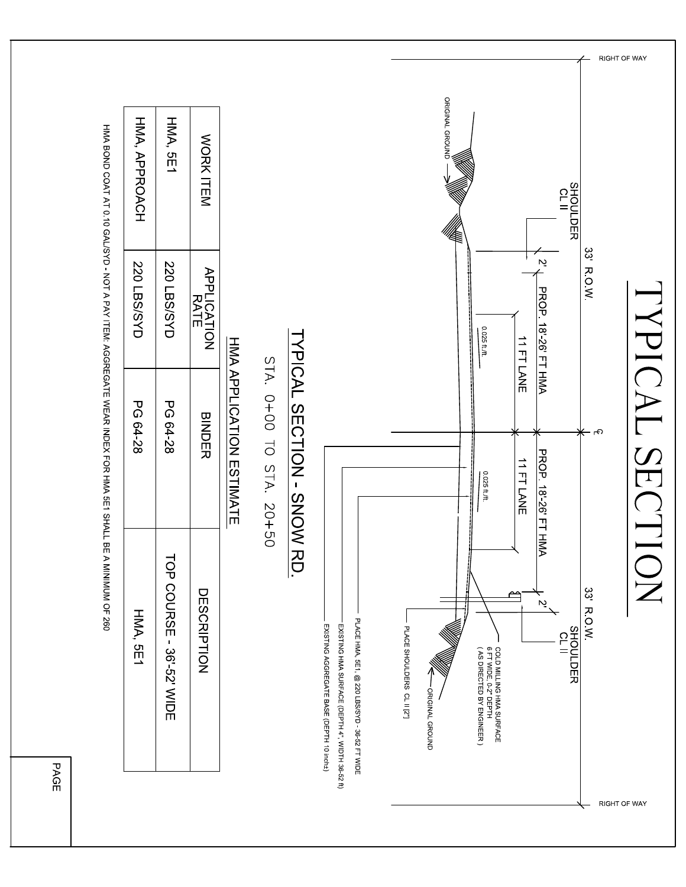# TYPICAL SECTION

RIGHT OF WAY

33' R.O.W.

SHOULDER CL II

2'

PROP. 18'-26' FT HMA

11 FT LANE

0.025 ft./ft.

℄

PROP. 18'-26' FT HMA

11 FT LANE

0.025 ft./ft.

2'

33' R.O.W.

SHOULDER CL II

RIGHT OF WAY

ORIGINAL GROUND

COLD MILLING HMA SURFACE 6 FT WIDE, 0-2" DEPTH ( AS DIRECTED BY ENGINEER )

ORIGINAL GROUND

PLACE SHOULDERS CL II [2"]

PLACE HMA, 5E1, @ 220 LBS/SYD - 36-52 FT WIDE

EXISTING HMA SURFACE (DEPTH 4", WIDTH 36-52 ft)

EXISTING AGGREGATE BASE (DEPTH 10 inch±)

## TYPICAL SECTION - SNOW RD.

STA. 0+00 TO STA. 20+50

### HMA APPLICATION ESTIMATE

| WORK ITEM | APPLICATION RATE | BINDER | DESCRIPTION |
|---|---|---|---|
| HMA, 5E1 | 220 LBS/SYD | PG 64-28 | TOP COURSE - 36'-52' WIDE |
| HMA, APPROACH | 220 LBS/SYD | PG 64-28 | HMA, 5E1 |

HMA BOND COAT AT 0.10 GAL/SYD - NOT A PAY ITEM: AGGREGATE WEAR INDEX FOR HMA 5E1 SHALL BE A MINIMUM OF 260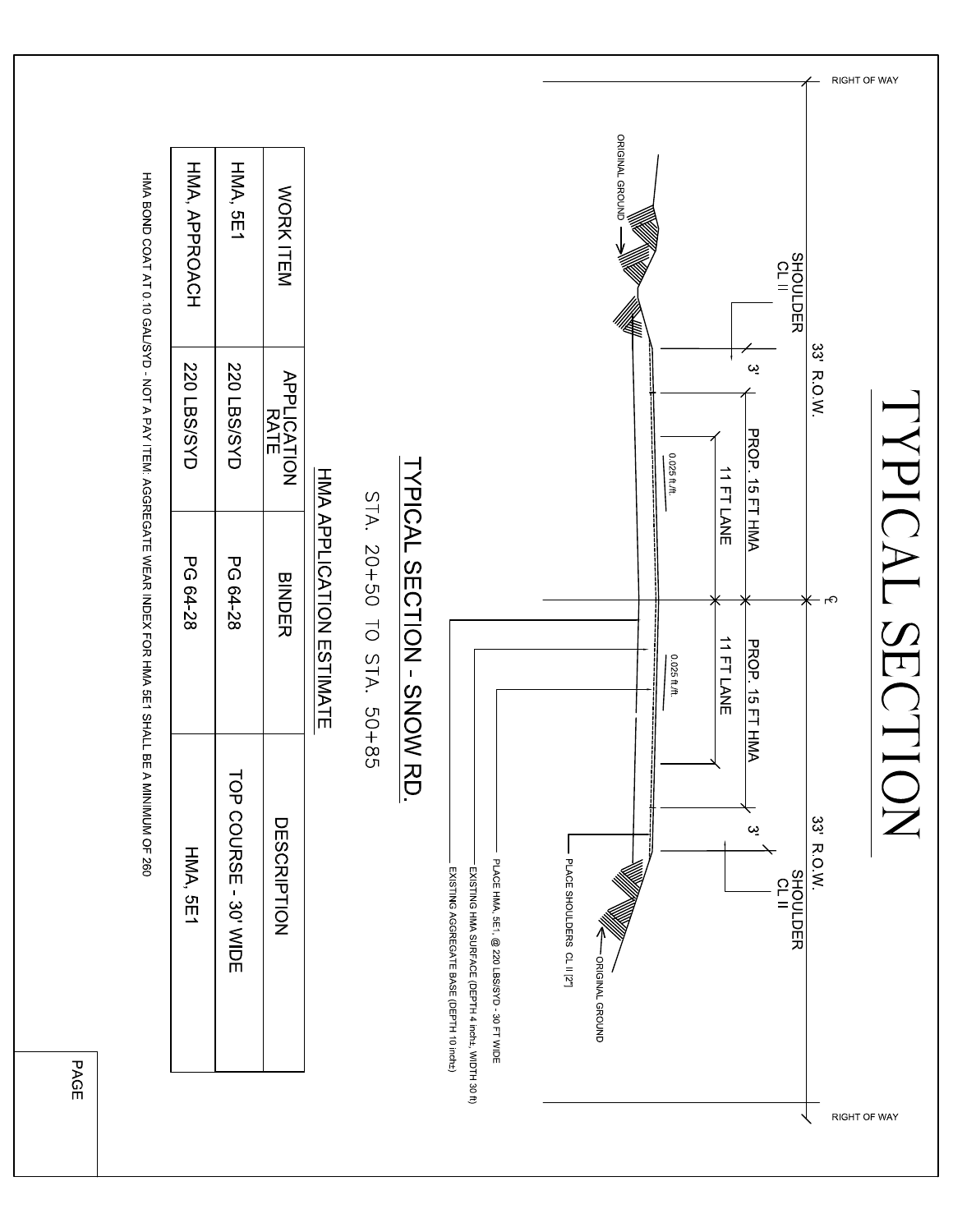# TYPICAL SECTION

RIGHT OF WAY

33' R.O.W.

SHOULDER CL II

3'

PROP. 15 FT HMA

11 FT LANE

0.025 ft./ft.

℄

PROP. 15 FT HMA

11 FT LANE

0.025 ft./ft.

3'

33' R.O.W.

SHOULDER CL II

ORIGINAL GROUND

ORIGINAL GROUND

PLACE SHOULDERS CL II [2"]

PLACE HMA, 5E1, @ 220 LBS/SYD - 30 FT WIDE

EXISTING HMA SURFACE (DEPTH 4 inch±, WIDTH 30 ft)

EXISTING AGGREGATE BASE (DEPTH 10 inch±)

RIGHT OF WAY

## TYPICAL SECTION - SNOW RD.

STA. 20+50 TO STA. 50+85

### HMA APPLICATION ESTIMATE

| WORK ITEM | APPLICATION RATE | BINDER | DESCRIPTION |
|---|---|---|---|
| HMA, 5E1 | 220 LBS/SYD | PG 64-28 | TOP COURSE - 30' WIDE |
| HMA, APPROACH | 220 LBS/SYD | PG 64-28 | HMA, 5E1 |

HMA BOND COAT AT 0.10 GAL/SYD - NOT A PAY ITEM; AGGREGATE WEAR INDEX FOR HMA 5E1 SHALL BE A MINIMUM OF 260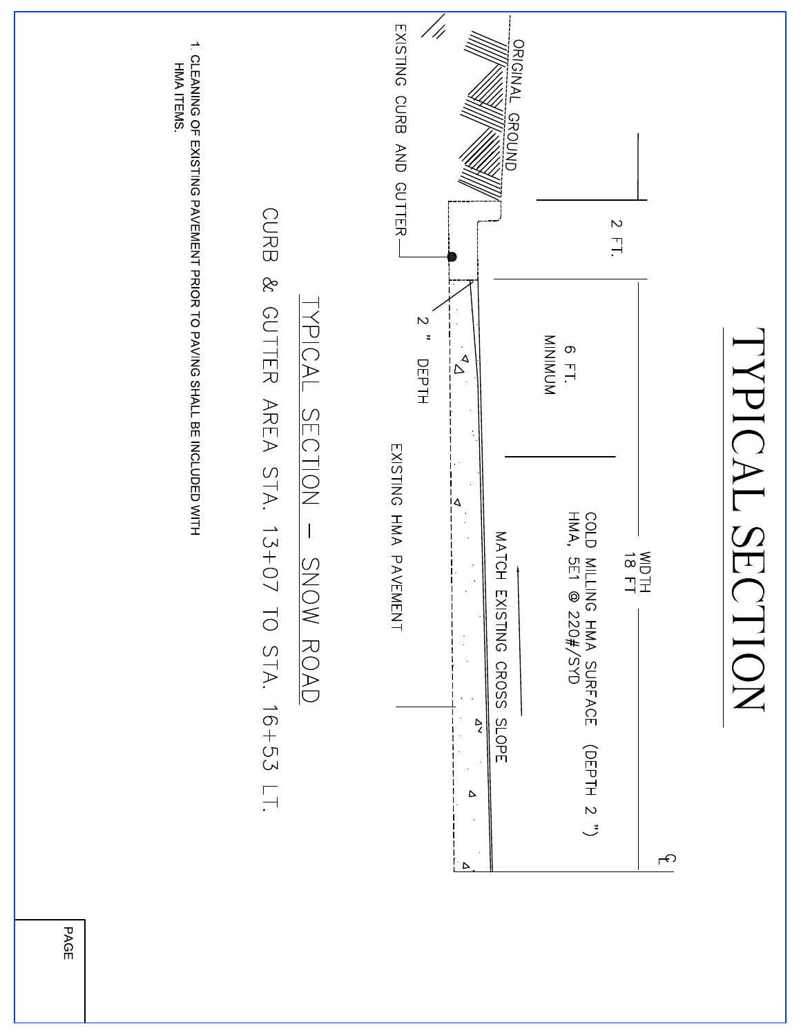# TYPICAL SECTION

2 FT.

WIDTH
18 FT

6 FT.
MINIMUM

℄

ORIGINAL GROUND

COLD MILLING HMA SURFACE (DEPTH 2 ")
HMA, 5E1 @ 220#/SYD

MATCH EXISTING CROSS SLOPE

EXISTING CURB AND GUTTER

2 " DEPTH

EXISTING HMA PAVEMENT

## TYPICAL SECTION – SNOW ROAD

CURB & GUTTER AREA STA. 13+07 TO STA. 16+53 LT.

1. CLEANING OF EXISTING PAVEMENT PRIOR TO PAVING SHALL BE INCLUDED WITH HMA ITEMS.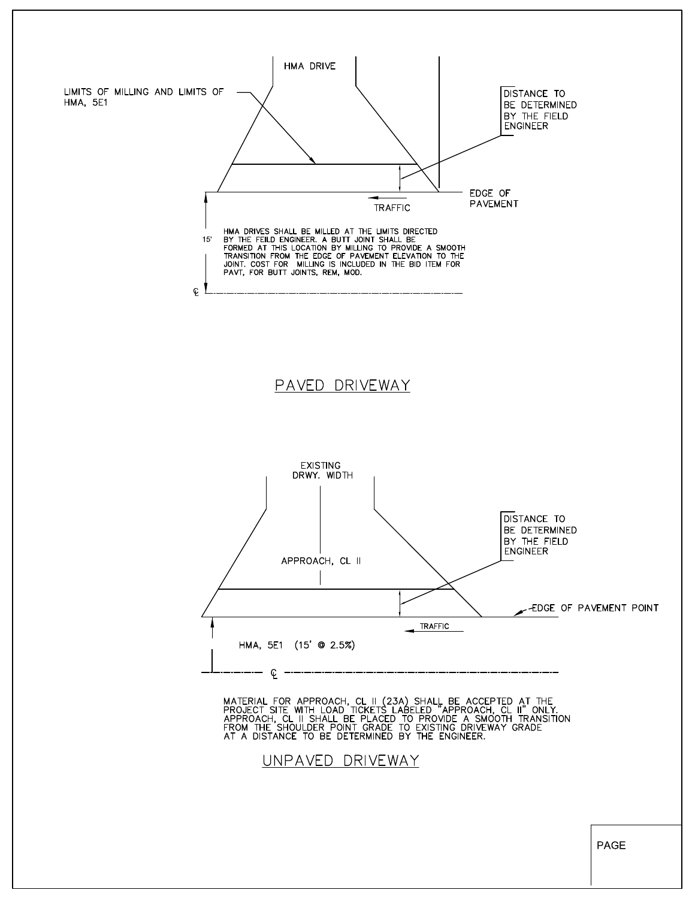## PAVED DRIVEWAY

HMA DRIVE

LIMITS OF MILLING AND LIMITS OF HMA, 5E1

DISTANCE TO BE DETERMINED BY THE FIELD ENGINEER

EDGE OF PAVEMENT

TRAFFIC

15'

HMA DRIVES SHALL BE MILLED AT THE LIMITS DIRECTED BY THE FEILD ENGINEER. A BUTT JOINT SHALL BE FORMED AT THIS LOCATION BY MILLING TO PROVIDE A SMOOTH TRANSITION FROM THE EDGE OF PAVEMENT ELEVATION TO THE JOINT. COST FOR MILLING IS INCLUDED IN THE BID ITEM FOR PAVT, FOR BUTT JOINTS, REM, MOD.

℄

## UNPAVED DRIVEWAY

EXISTING DRWY. WIDTH

APPROACH, CL II

DISTANCE TO BE DETERMINED BY THE FIELD ENGINEER

EDGE OF PAVEMENT POINT

TRAFFIC

HMA, 5E1 (15' @ 2.5%)

℄

MATERIAL FOR APPROACH, CL II (23A) SHALL BE ACCEPTED AT THE PROJECT SITE WITH LOAD TICKETS LABELED "APPROACH, CL II" ONLY. APPROACH, CL II SHALL BE PLACED TO PROVIDE A SMOOTH TRANSITION FROM THE SHOULDER POINT GRADE TO EXISTING DRIVEWAY GRADE AT A DISTANCE TO BE DETERMINED BY THE ENGINEER.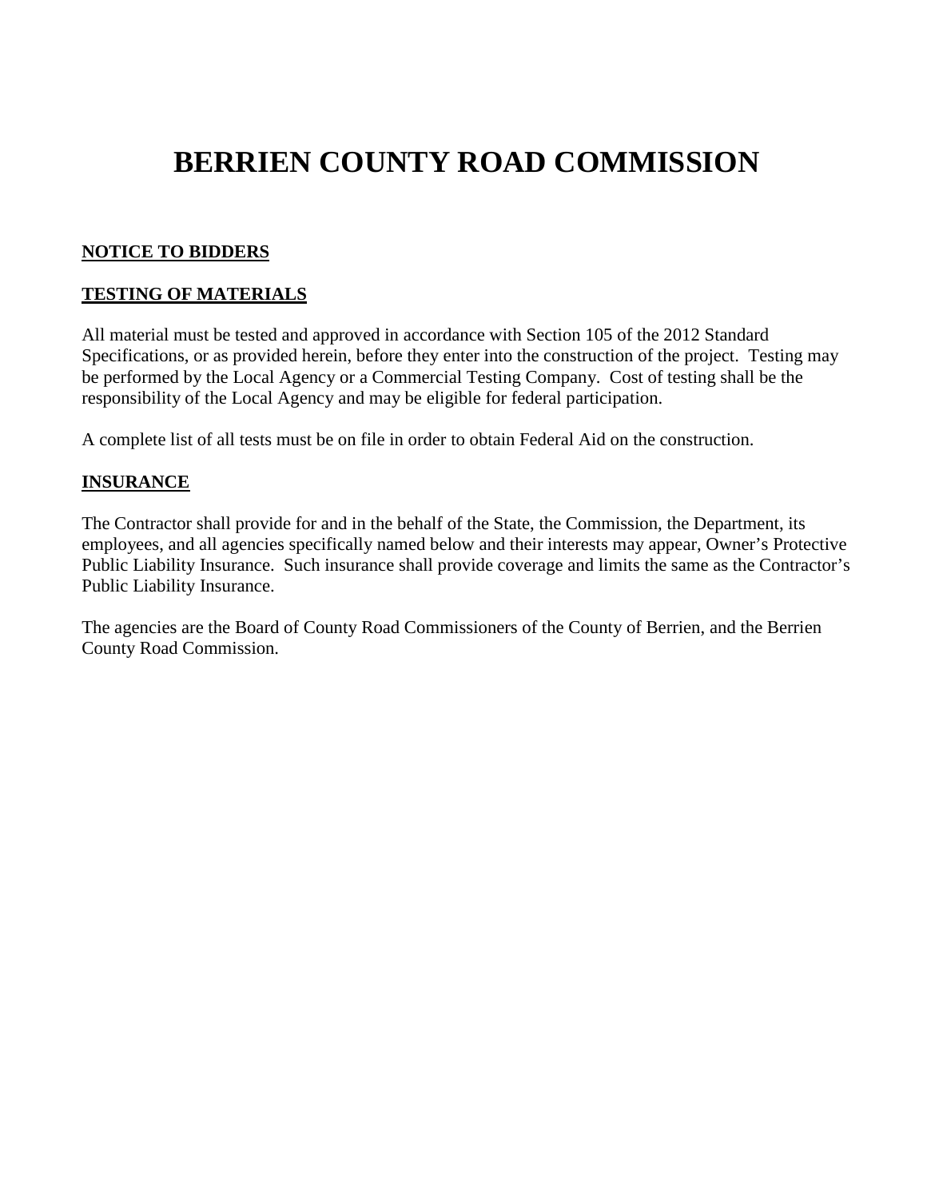# BERRIEN COUNTY ROAD COMMISSION

**NOTICE TO BIDDERS**

**TESTING OF MATERIALS**

All material must be tested and approved in accordance with Section 105 of the 2012 Standard Specifications, or as provided herein, before they enter into the construction of the project. Testing may be performed by the Local Agency or a Commercial Testing Company. Cost of testing shall be the responsibility of the Local Agency and may be eligible for federal participation.

A complete list of all tests must be on file in order to obtain Federal Aid on the construction.

**INSURANCE**

The Contractor shall provide for and in the behalf of the State, the Commission, the Department, its employees, and all agencies specifically named below and their interests may appear, Owner's Protective Public Liability Insurance. Such insurance shall provide coverage and limits the same as the Contractor's Public Liability Insurance.

The agencies are the Board of County Road Commissioners of the County of Berrien, and the Berrien County Road Commission.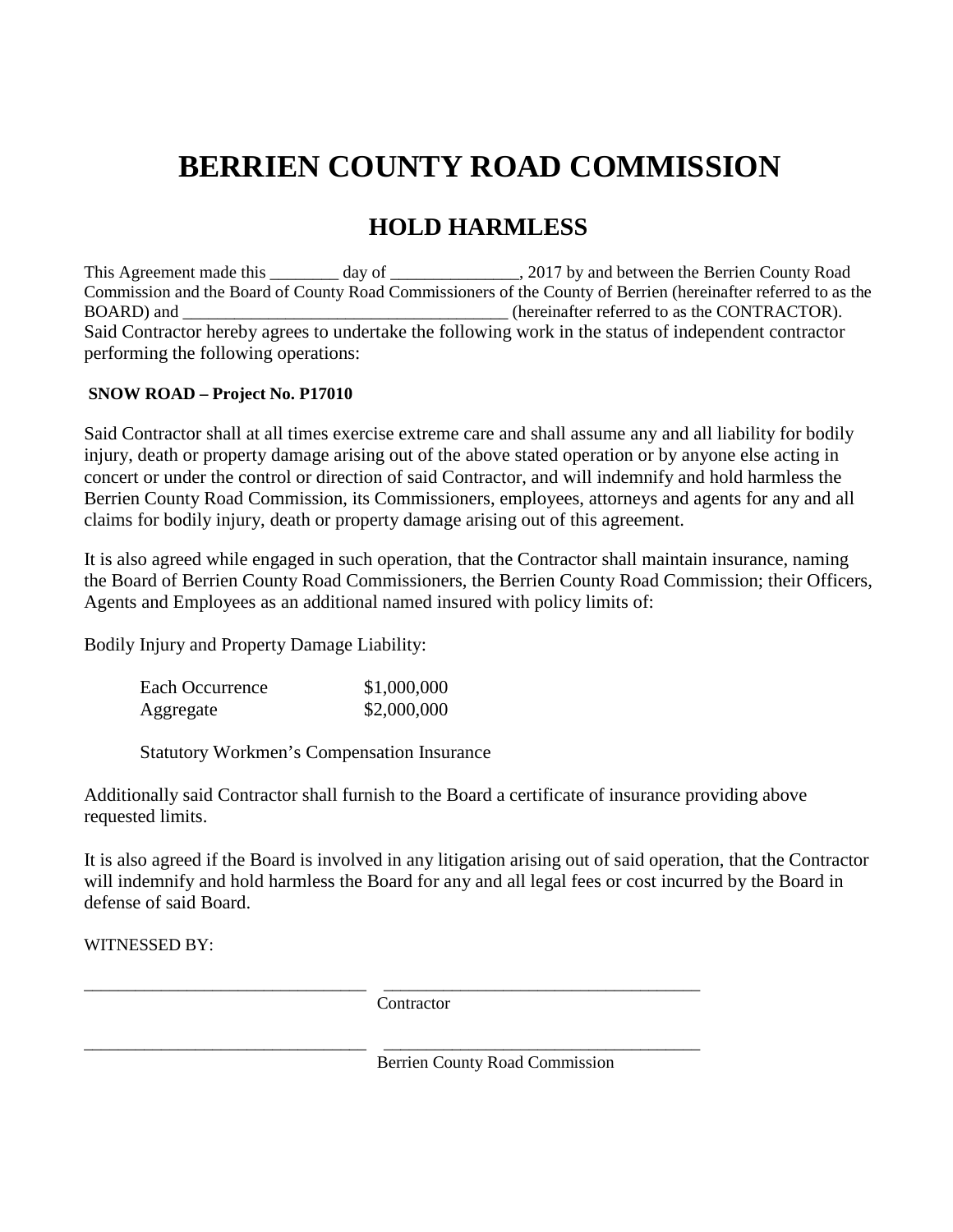# BERRIEN COUNTY ROAD COMMISSION

## HOLD HARMLESS

This Agreement made this ________ day of _______________, 2017 by and between the Berrien County Road Commission and the Board of County Road Commissioners of the County of Berrien (hereinafter referred to as the BOARD) and ______________________________________ (hereinafter referred to as the CONTRACTOR). Said Contractor hereby agrees to undertake the following work in the status of independent contractor performing the following operations:

**SNOW ROAD – Project No. P17010**

Said Contractor shall at all times exercise extreme care and shall assume any and all liability for bodily injury, death or property damage arising out of the above stated operation or by anyone else acting in concert or under the control or direction of said Contractor, and will indemnify and hold harmless the Berrien County Road Commission, its Commissioners, employees, attorneys and agents for any and all claims for bodily injury, death or property damage arising out of this agreement.

It is also agreed while engaged in such operation, that the Contractor shall maintain insurance, naming the Board of Berrien County Road Commissioners, the Berrien County Road Commission; their Officers, Agents and Employees as an additional named insured with policy limits of:

Bodily Injury and Property Damage Liability:

| | |
|---|---|
| Each Occurrence | $1,000,000 |
| Aggregate | $2,000,000 |

Statutory Workmen's Compensation Insurance

Additionally said Contractor shall furnish to the Board a certificate of insurance providing above requested limits.

It is also agreed if the Board is involved in any litigation arising out of said operation, that the Contractor will indemnify and hold harmless the Board for any and all legal fees or cost incurred by the Board in defense of said Board.

WITNESSED BY:

_________________________________ _____________________________________
Contractor

_________________________________ _____________________________________
Berrien County Road Commission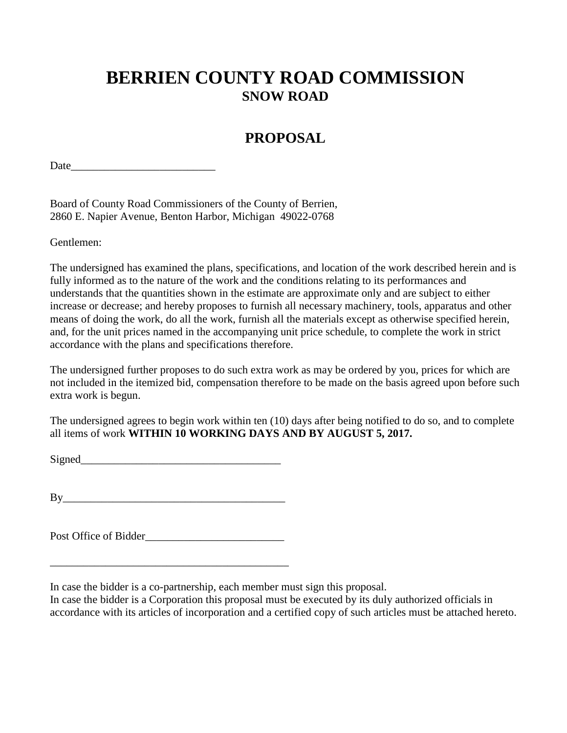# BERRIEN COUNTY ROAD COMMISSION
## SNOW ROAD

## PROPOSAL

Date__________________________

Board of County Road Commissioners of the County of Berrien,
2860 E. Napier Avenue, Benton Harbor, Michigan 49022-0768

Gentlemen:

The undersigned has examined the plans, specifications, and location of the work described herein and is fully informed as to the nature of the work and the conditions relating to its performances and understands that the quantities shown in the estimate are approximate only and are subject to either increase or decrease; and hereby proposes to furnish all necessary machinery, tools, apparatus and other means of doing the work, do all the work, furnish all the materials except as otherwise specified herein, and, for the unit prices named in the accompanying unit price schedule, to complete the work in strict accordance with the plans and specifications therefore.

The undersigned further proposes to do such extra work as may be ordered by you, prices for which are not included in the itemized bid, compensation therefore to be made on the basis agreed upon before such extra work is begun.

The undersigned agrees to begin work within ten (10) days after being notified to do so, and to complete all items of work **WITHIN 10 WORKING DAYS AND BY AUGUST 5, 2017.**

Signed____________________________________

By________________________________________

Post Office of Bidder_________________________

____________________________________________

In case the bidder is a co-partnership, each member must sign this proposal.
In case the bidder is a Corporation this proposal must be executed by its duly authorized officials in accordance with its articles of incorporation and a certified copy of such articles must be attached hereto.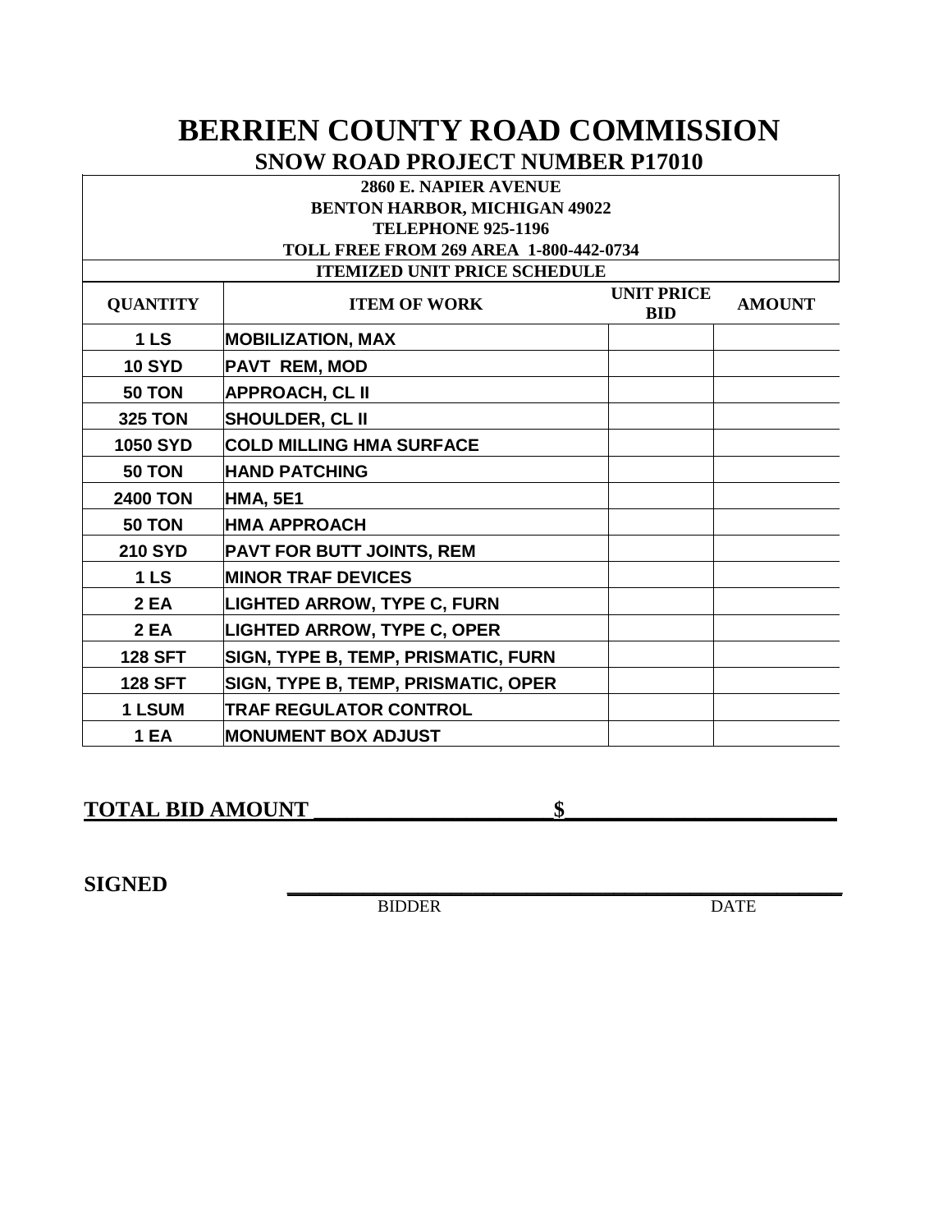# BERRIEN COUNTY ROAD COMMISSION

## SNOW ROAD PROJECT NUMBER P17010

**2860 E. NAPIER AVENUE**
**BENTON HARBOR, MICHIGAN 49022**
**TELEPHONE 925-1196**
**TOLL FREE FROM 269 AREA 1-800-442-0734**

**ITEMIZED UNIT PRICE SCHEDULE**

| QUANTITY | ITEM OF WORK | UNIT PRICE BID | AMOUNT |
|---|---|---|---|
| 1 LS | MOBILIZATION, MAX | | |
| 10 SYD | PAVT REM, MOD | | |
| 50 TON | APPROACH, CL II | | |
| 325 TON | SHOULDER, CL II | | |
| 1050 SYD | COLD MILLING HMA SURFACE | | |
| 50 TON | HAND PATCHING | | |
| 2400 TON | HMA, 5E1 | | |
| 50 TON | HMA APPROACH | | |
| 210 SYD | PAVT FOR BUTT JOINTS, REM | | |
| 1 LS | MINOR TRAF DEVICES | | |
| 2 EA | LIGHTED ARROW, TYPE C, FURN | | |
| 2 EA | LIGHTED ARROW, TYPE C, OPER | | |
| 128 SFT | SIGN, TYPE B, TEMP, PRISMATIC, FURN | | |
| 128 SFT | SIGN, TYPE B, TEMP, PRISMATIC, OPER | | |
| 1 LSUM | TRAF REGULATOR CONTROL | | |
| 1 EA | MONUMENT BOX ADJUST | | |

**TOTAL BID AMOUNT ______________________$________________________**

**SIGNED** ____________________________________________________

BIDDER DATE